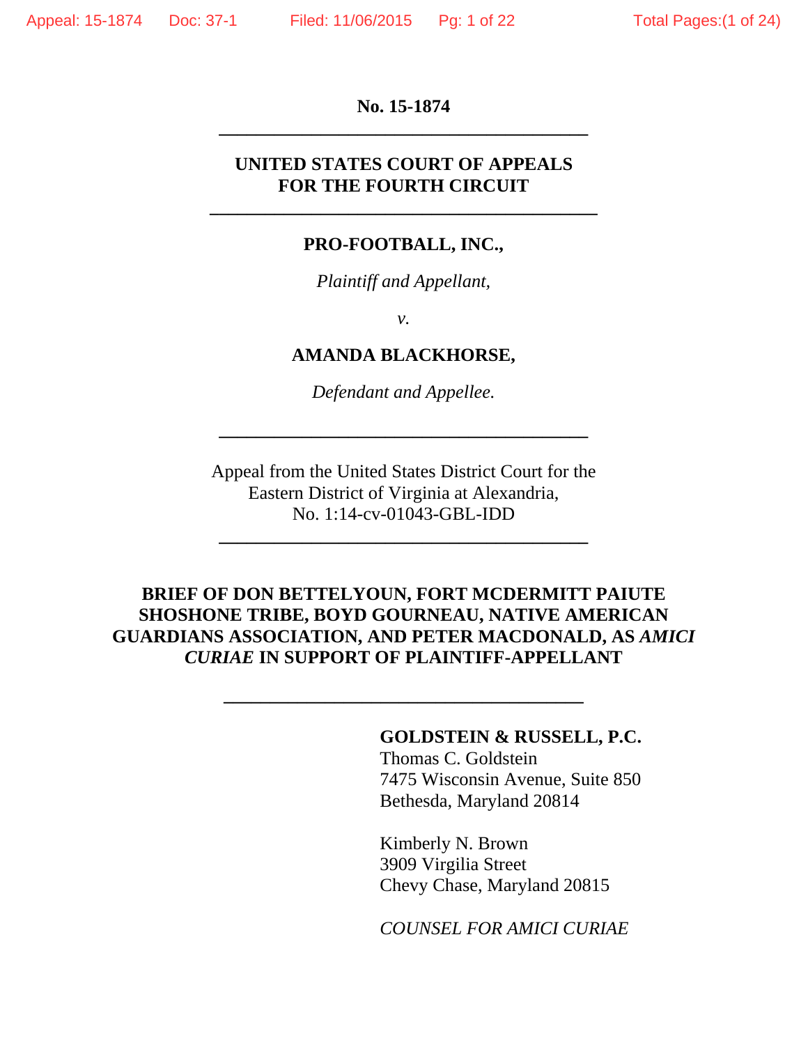**No. 15-1874**

---

**UNITED STATES COURT OF APPEALS**
**FOR THE FOURTH CIRCUIT**

---

**PRO-FOOTBALL, INC.,**

*Plaintiff and Appellant,*

*v.*

**AMANDA BLACKHORSE,**

*Defendant and Appellee.*

---

Appeal from the United States District Court for the
Eastern District of Virginia at Alexandria,
No. 1:14-cv-01043-GBL-IDD

---

**BRIEF OF DON BETTELYOUN, FORT MCDERMITT PAIUTE SHOSHONE TRIBE, BOYD GOURNEAU, NATIVE AMERICAN GUARDIANS ASSOCIATION, AND PETER MACDONALD, AS *AMICI CURIAE* IN SUPPORT OF PLAINTIFF-APPELLANT**

---

**GOLDSTEIN & RUSSELL, P.C.**
Thomas C. Goldstein
7475 Wisconsin Avenue, Suite 850
Bethesda, Maryland 20814

Kimberly N. Brown
3909 Virgilia Street
Chevy Chase, Maryland 20815

*COUNSEL FOR AMICI CURIAE*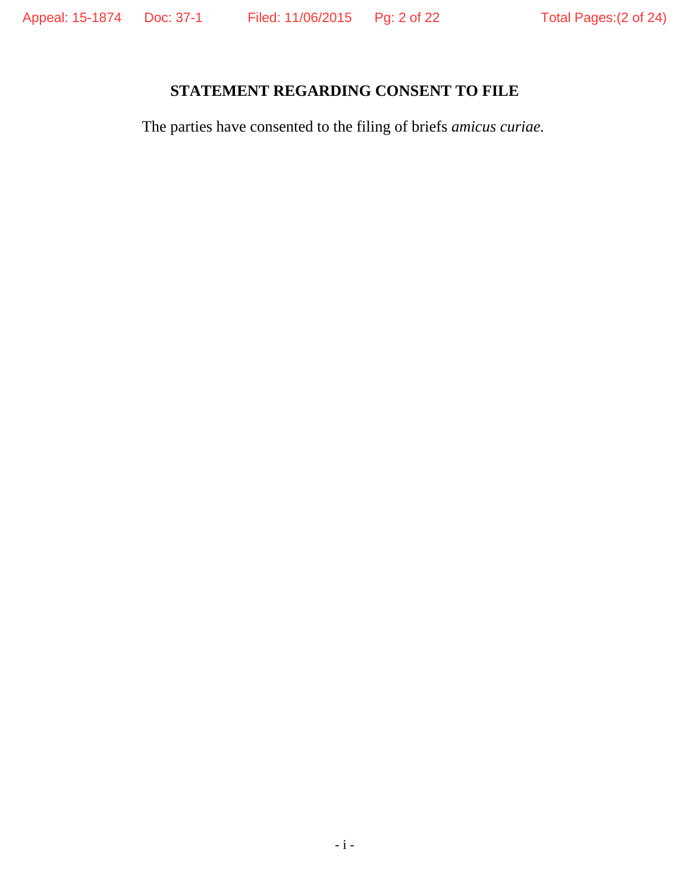## STATEMENT REGARDING CONSENT TO FILE

The parties have consented to the filing of briefs *amicus curiae.*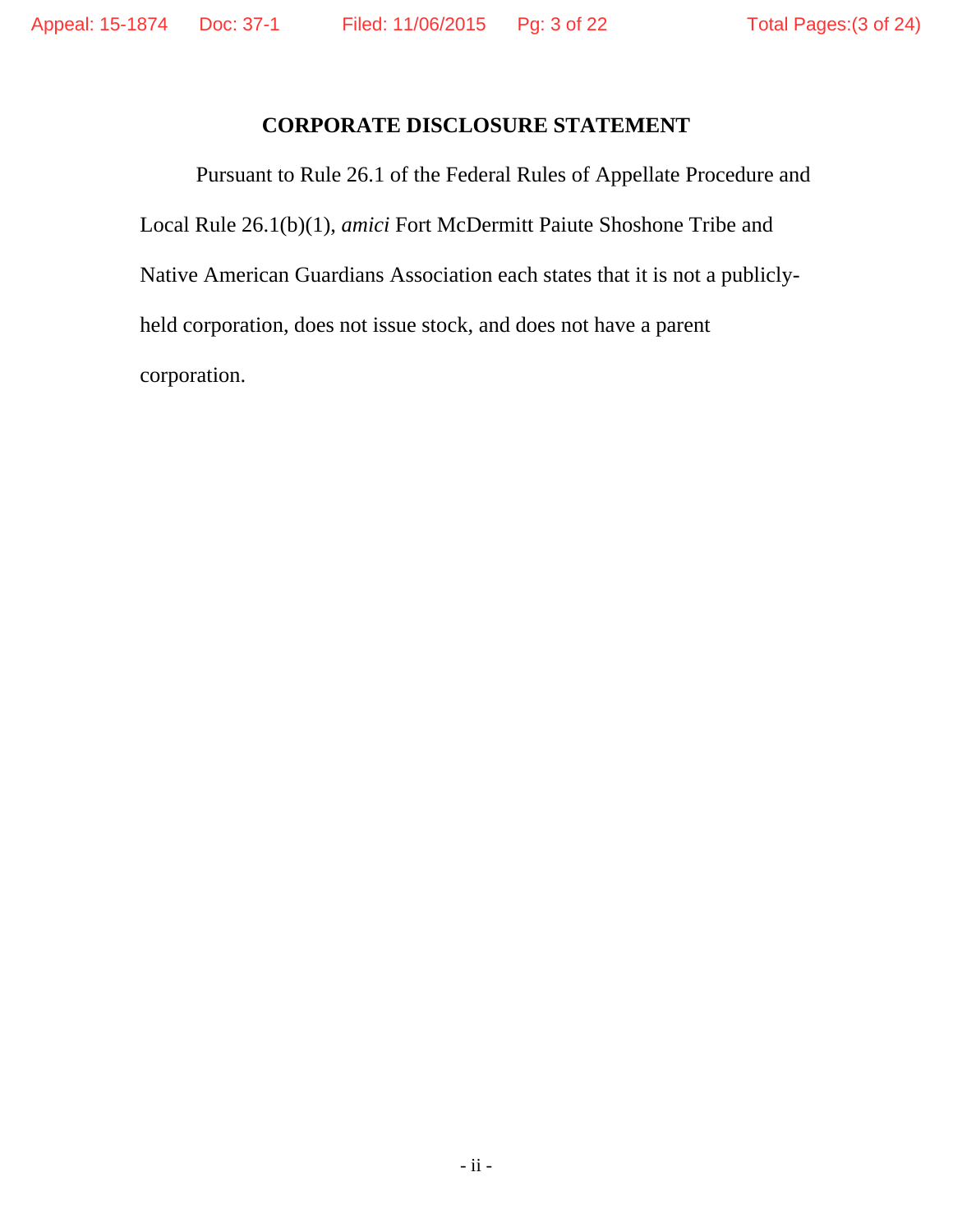## CORPORATE DISCLOSURE STATEMENT

Pursuant to Rule 26.1 of the Federal Rules of Appellate Procedure and Local Rule 26.1(b)(1), *amici* Fort McDermitt Paiute Shoshone Tribe and Native American Guardians Association each states that it is not a publicly-held corporation, does not issue stock, and does not have a parent corporation.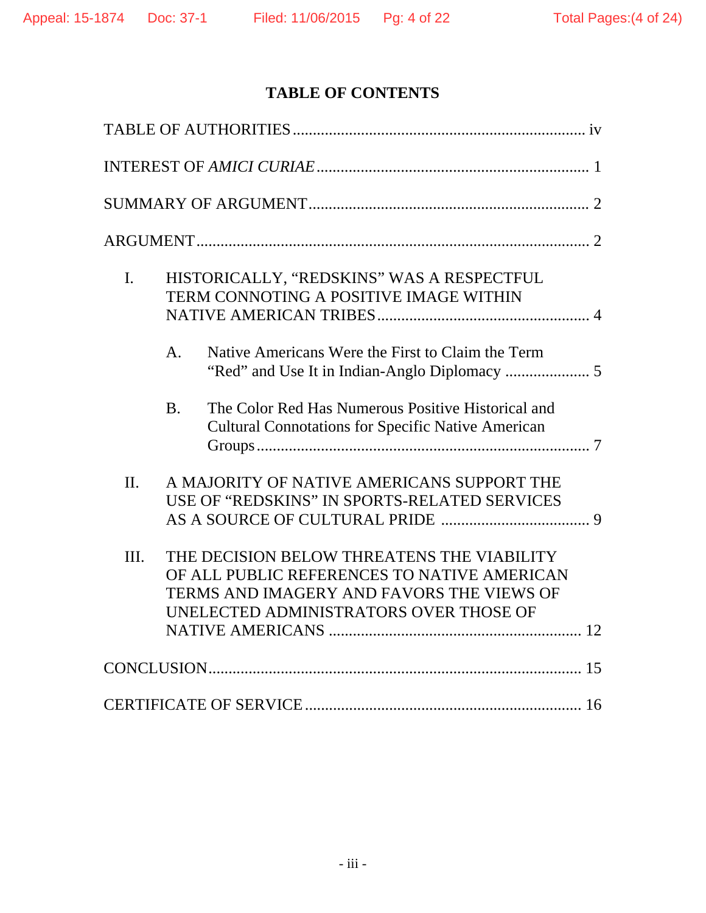# TABLE OF CONTENTS

TABLE OF AUTHORITIES ........................................................................ iv

INTEREST OF *AMICI CURIAE* ................................................................... 1

SUMMARY OF ARGUMENT ..................................................................... 2

ARGUMENT ................................................................................................ 2

I. HISTORICALLY, "REDSKINS" WAS A RESPECTFUL TERM CONNOTING A POSITIVE IMAGE WITHIN NATIVE AMERICAN TRIBES .................................................... 4

   A. Native Americans Were the First to Claim the Term "Red" and Use It in Indian-Anglo Diplomacy ..................... 5

   B. The Color Red Has Numerous Positive Historical and Cultural Connotations for Specific Native American Groups .................................................................................. 7

II. A MAJORITY OF NATIVE AMERICANS SUPPORT THE USE OF "REDSKINS" IN SPORTS-RELATED SERVICES AS A SOURCE OF CULTURAL PRIDE ..................................... 9

III. THE DECISION BELOW THREATENS THE VIABILITY OF ALL PUBLIC REFERENCES TO NATIVE AMERICAN TERMS AND IMAGERY AND FAVORS THE VIEWS OF UNELECTED ADMINISTRATORS OVER THOSE OF NATIVE AMERICANS .............................................................. 12

CONCLUSION ............................................................................................ 15

CERTIFICATE OF SERVICE .................................................................... 16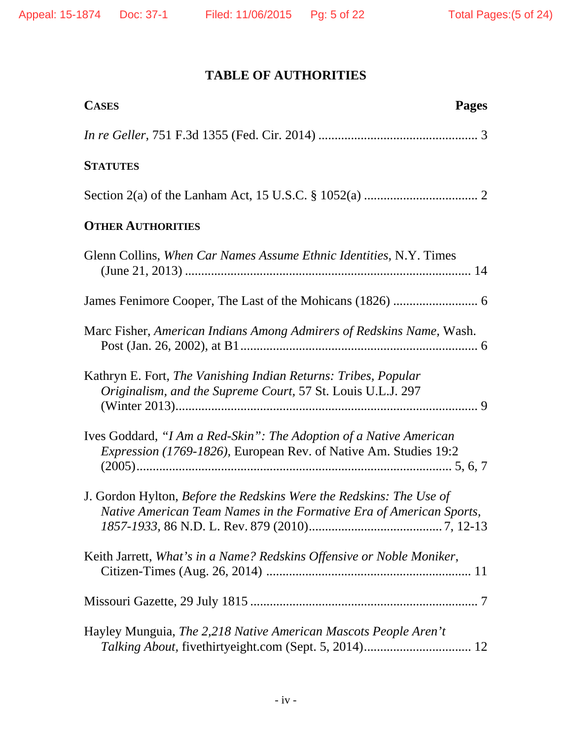## TABLE OF AUTHORITIES

**CASES** **Pages**

*In re Geller*, 751 F.3d 1355 (Fed. Cir. 2014) ................................................. 3

**STATUTES**

Section 2(a) of the Lanham Act, 15 U.S.C. § 1052(a) .................................. 2

**OTHER AUTHORITIES**

Glenn Collins, *When Car Names Assume Ethnic Identities*, N.Y. Times (June 21, 2013) ....................................................................................... 14

James Fenimore Cooper, The Last of the Mohicans (1826) .......................... 6

Marc Fisher, *American Indians Among Admirers of Redskins Name*, Wash. Post (Jan. 26, 2002), at B1........................................................................ 6

Kathryn E. Fort, *The Vanishing Indian Returns: Tribes, Popular Originalism, and the Supreme Court*, 57 St. Louis U.L.J. 297 (Winter 2013)............................................................................................ 9

Ives Goddard, *"I Am a Red-Skin": The Adoption of a Native American Expression (1769-1826)*, European Rev. of Native Am. Studies 19:2 (2005)................................................................................................. 5, 6, 7

J. Gordon Hylton, *Before the Redskins Were the Redskins: The Use of Native American Team Names in the Formative Era of American Sports, 1857-1933*, 86 N.D. L. Rev. 879 (2010)........................................ 7, 12-13

Keith Jarrett, *What's in a Name? Redskins Offensive or Noble Moniker*, Citizen-Times (Aug. 26, 2014) .............................................................. 11

Missouri Gazette, 29 July 1815 ..................................................................... 7

Hayley Munguia, *The 2,218 Native American Mascots People Aren't Talking About*, fivethirtyeight.com (Sept. 5, 2014)................................. 12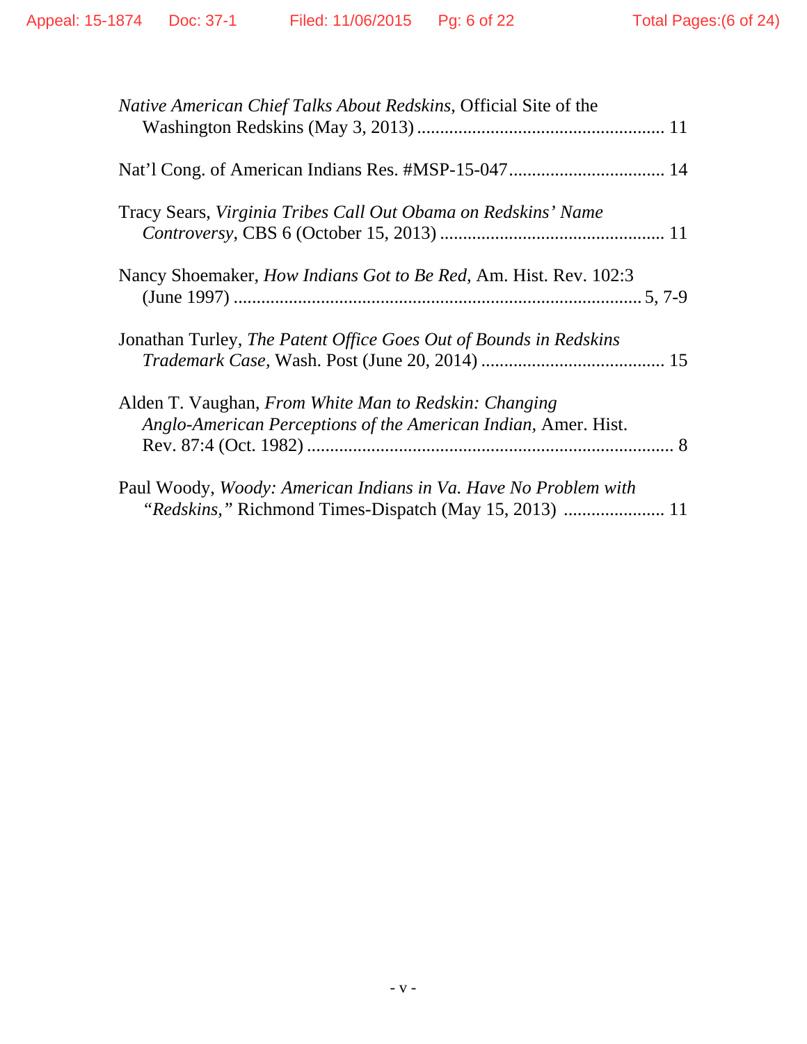*Native American Chief Talks About Redskins*, Official Site of the Washington Redskins (May 3, 2013) ..................................................... 11

Nat'l Cong. of American Indians Res. #MSP-15-047................................. 14

Tracy Sears, *Virginia Tribes Call Out Obama on Redskins' Name Controversy*, CBS 6 (October 15, 2013) ................................................ 11

Nancy Shoemaker, *How Indians Got to Be Red*, Am. Hist. Rev. 102:3 (June 1997) ........................................................................................ 5, 7-9

Jonathan Turley, *The Patent Office Goes Out of Bounds in Redskins Trademark Case*, Wash. Post (June 20, 2014) ........................................ 15

Alden T. Vaughan, *From White Man to Redskin: Changing Anglo-American Perceptions of the American Indian*, Amer. Hist. Rev. 87:4 (Oct. 1982) ................................................................................. 8

Paul Woody, *Woody: American Indians in Va. Have No Problem with "Redskins,"* Richmond Times-Dispatch (May 15, 2013) ...................... 11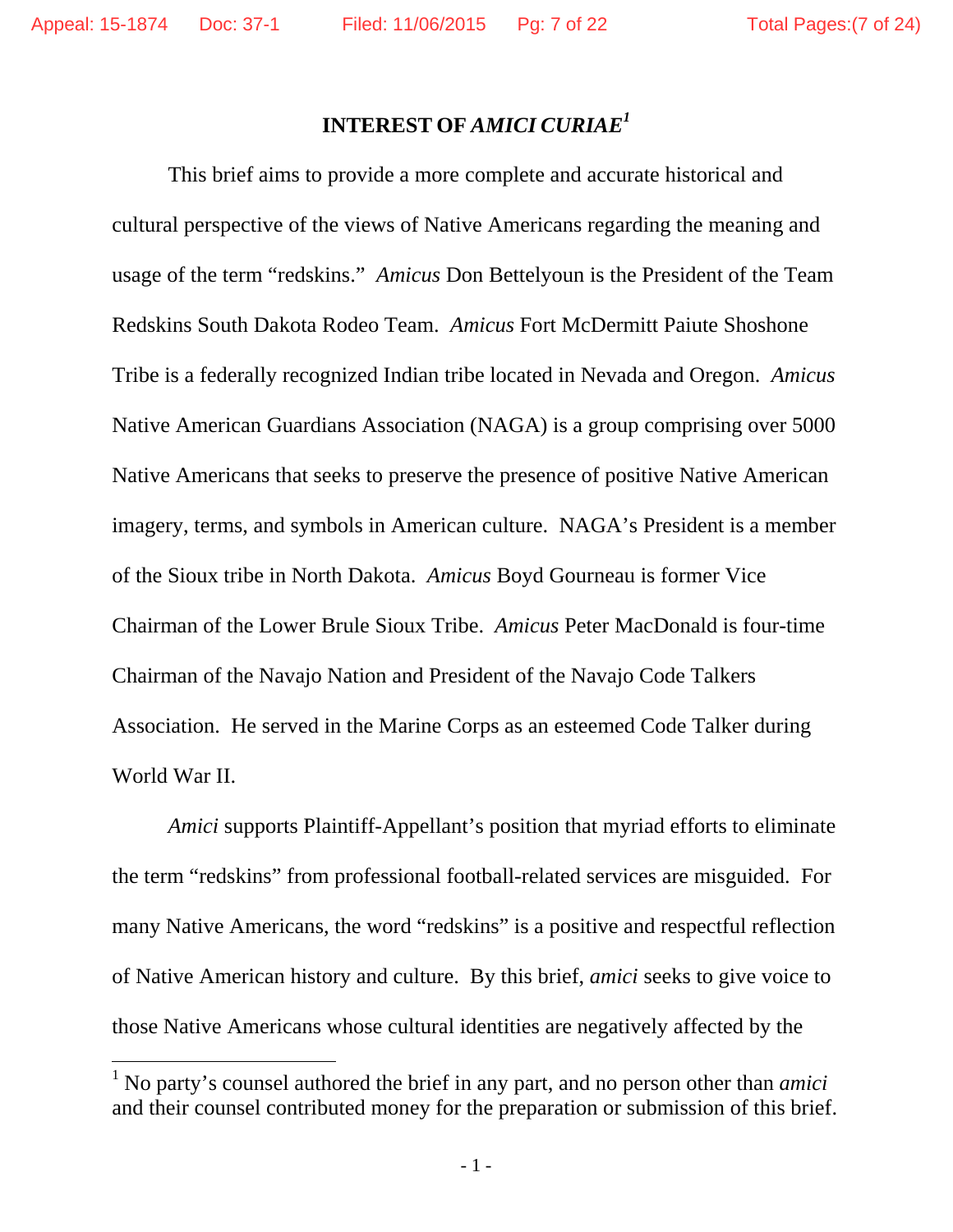# INTEREST OF *AMICI CURIAE*[1]

This brief aims to provide a more complete and accurate historical and cultural perspective of the views of Native Americans regarding the meaning and usage of the term "redskins." *Amicus* Don Bettelyoun is the President of the Team Redskins South Dakota Rodeo Team. *Amicus* Fort McDermitt Paiute Shoshone Tribe is a federally recognized Indian tribe located in Nevada and Oregon. *Amicus* Native American Guardians Association (NAGA) is a group comprising over 5000 Native Americans that seeks to preserve the presence of positive Native American imagery, terms, and symbols in American culture. NAGA's President is a member of the Sioux tribe in North Dakota. *Amicus* Boyd Gourneau is former Vice Chairman of the Lower Brule Sioux Tribe. *Amicus* Peter MacDonald is four-time Chairman of the Navajo Nation and President of the Navajo Code Talkers Association. He served in the Marine Corps as an esteemed Code Talker during World War II.

*Amici* supports Plaintiff-Appellant's position that myriad efforts to eliminate the term "redskins" from professional football-related services are misguided. For many Native Americans, the word "redskins" is a positive and respectful reflection of Native American history and culture. By this brief, *amici* seeks to give voice to those Native Americans whose cultural identities are negatively affected by the

[1] No party's counsel authored the brief in any part, and no person other than *amici* and their counsel contributed money for the preparation or submission of this brief.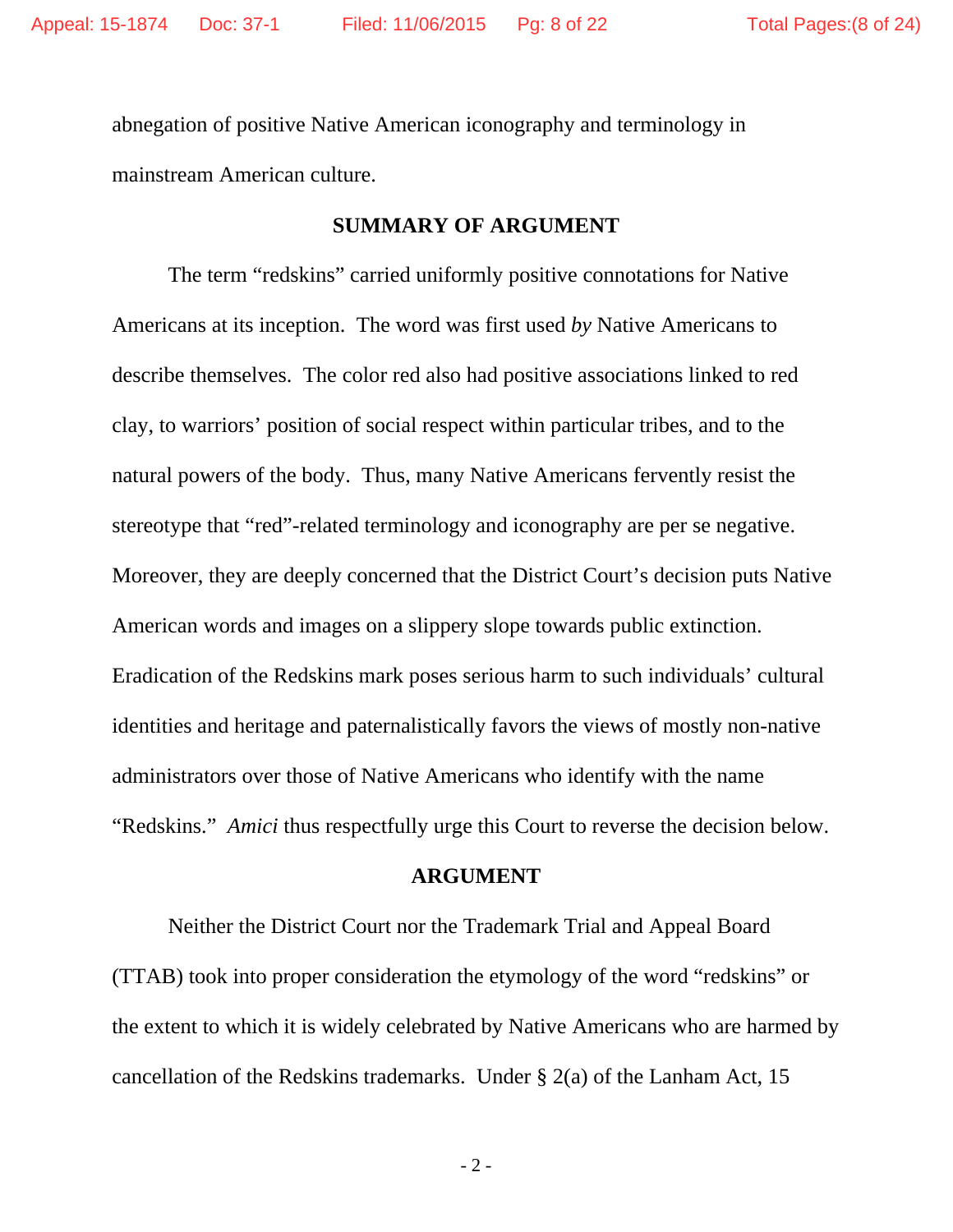abnegation of positive Native American iconography and terminology in mainstream American culture.

## SUMMARY OF ARGUMENT

The term "redskins" carried uniformly positive connotations for Native Americans at its inception. The word was first used *by* Native Americans to describe themselves. The color red also had positive associations linked to red clay, to warriors' position of social respect within particular tribes, and to the natural powers of the body. Thus, many Native Americans fervently resist the stereotype that "red"-related terminology and iconography are per se negative. Moreover, they are deeply concerned that the District Court's decision puts Native American words and images on a slippery slope towards public extinction. Eradication of the Redskins mark poses serious harm to such individuals' cultural identities and heritage and paternalistically favors the views of mostly non-native administrators over those of Native Americans who identify with the name "Redskins." *Amici* thus respectfully urge this Court to reverse the decision below.

## ARGUMENT

Neither the District Court nor the Trademark Trial and Appeal Board (TTAB) took into proper consideration the etymology of the word "redskins" or the extent to which it is widely celebrated by Native Americans who are harmed by cancellation of the Redskins trademarks. Under § 2(a) of the Lanham Act, 15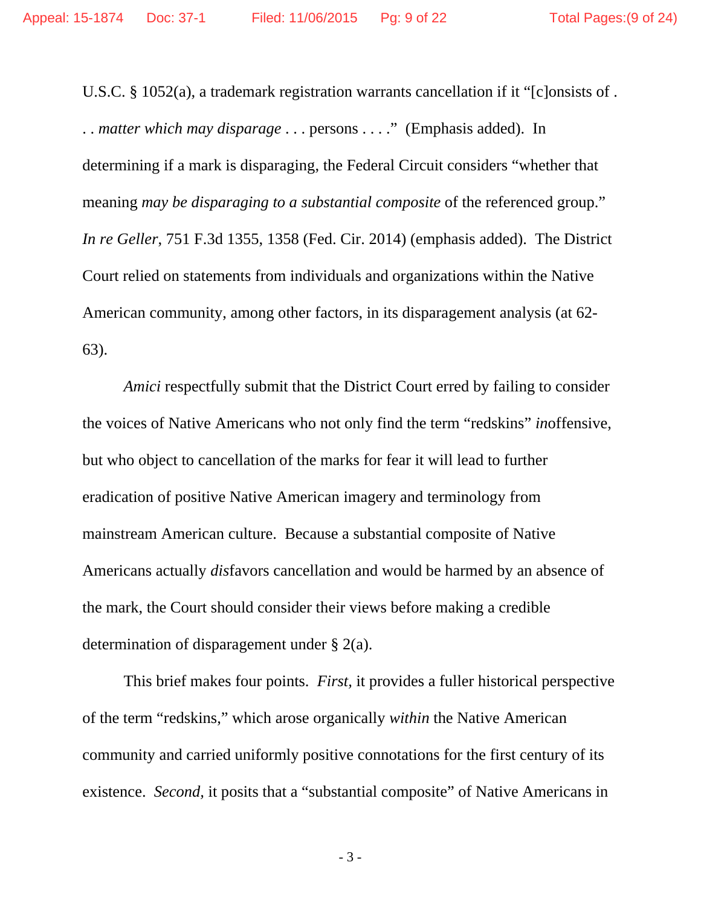U.S.C. § 1052(a), a trademark registration warrants cancellation if it "[c]onsists of . . . *matter which may disparage* . . . persons . . . ." (Emphasis added). In determining if a mark is disparaging, the Federal Circuit considers "whether that meaning *may be disparaging to a substantial composite* of the referenced group." *In re Geller*, 751 F.3d 1355, 1358 (Fed. Cir. 2014) (emphasis added). The District Court relied on statements from individuals and organizations within the Native American community, among other factors, in its disparagement analysis (at 62-63).

*Amici* respectfully submit that the District Court erred by failing to consider the voices of Native Americans who not only find the term "redskins" *in*offensive, but who object to cancellation of the marks for fear it will lead to further eradication of positive Native American imagery and terminology from mainstream American culture. Because a substantial composite of Native Americans actually *dis*favors cancellation and would be harmed by an absence of the mark, the Court should consider their views before making a credible determination of disparagement under § 2(a).

This brief makes four points. *First,* it provides a fuller historical perspective of the term "redskins," which arose organically *within* the Native American community and carried uniformly positive connotations for the first century of its existence. *Second,* it posits that a "substantial composite" of Native Americans in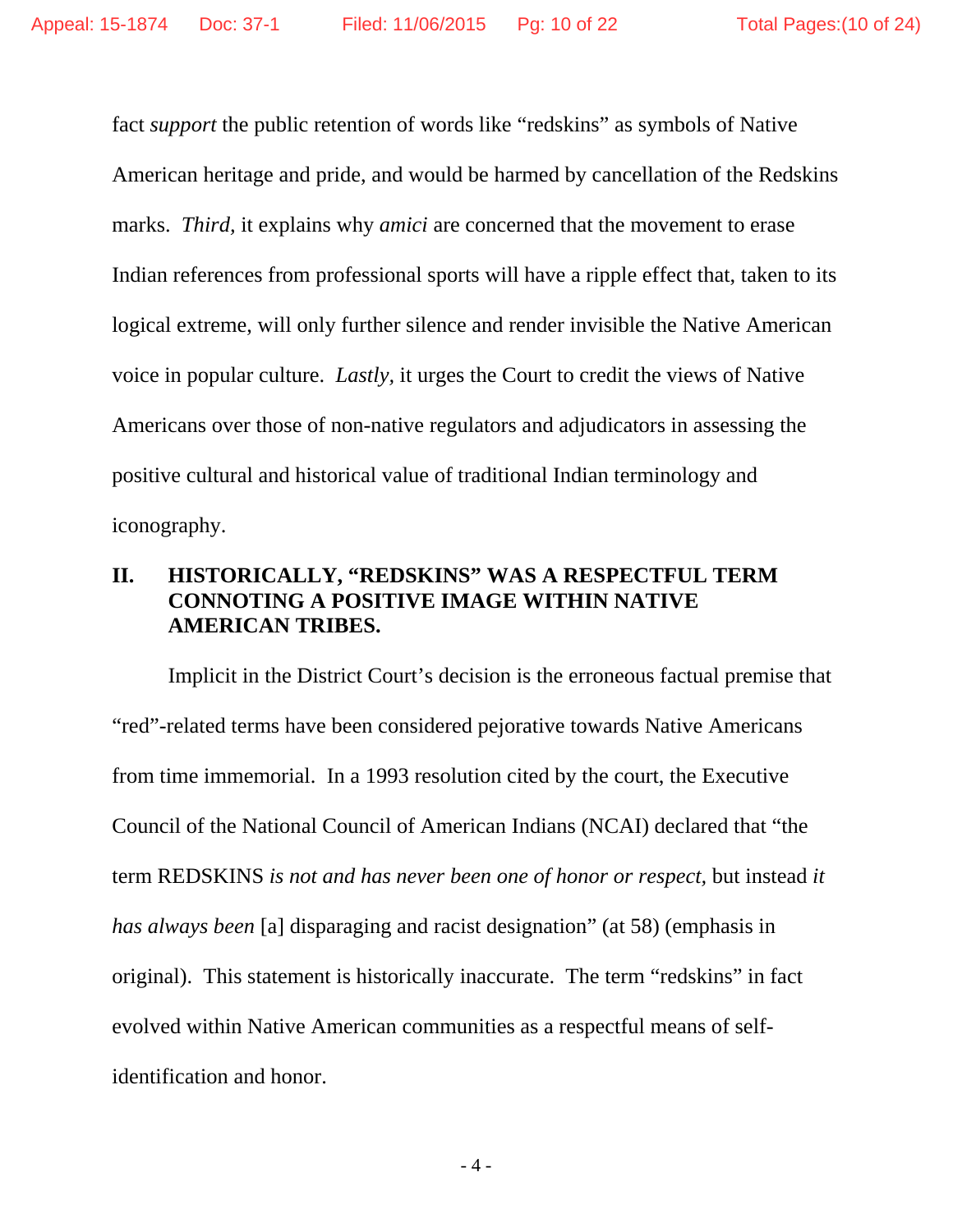fact *support* the public retention of words like "redskins" as symbols of Native American heritage and pride, and would be harmed by cancellation of the Redskins marks. *Third*, it explains why *amici* are concerned that the movement to erase Indian references from professional sports will have a ripple effect that, taken to its logical extreme, will only further silence and render invisible the Native American voice in popular culture. *Lastly*, it urges the Court to credit the views of Native Americans over those of non-native regulators and adjudicators in assessing the positive cultural and historical value of traditional Indian terminology and iconography.

## II. HISTORICALLY, "REDSKINS" WAS A RESPECTFUL TERM CONNOTING A POSITIVE IMAGE WITHIN NATIVE AMERICAN TRIBES.

Implicit in the District Court's decision is the erroneous factual premise that "red"-related terms have been considered pejorative towards Native Americans from time immemorial. In a 1993 resolution cited by the court, the Executive Council of the National Council of American Indians (NCAI) declared that "the term REDSKINS *is not and has never been one of honor or respect*, but instead *it has always been* [a] disparaging and racist designation" (at 58) (emphasis in original). This statement is historically inaccurate. The term "redskins" in fact evolved within Native American communities as a respectful means of self-identification and honor.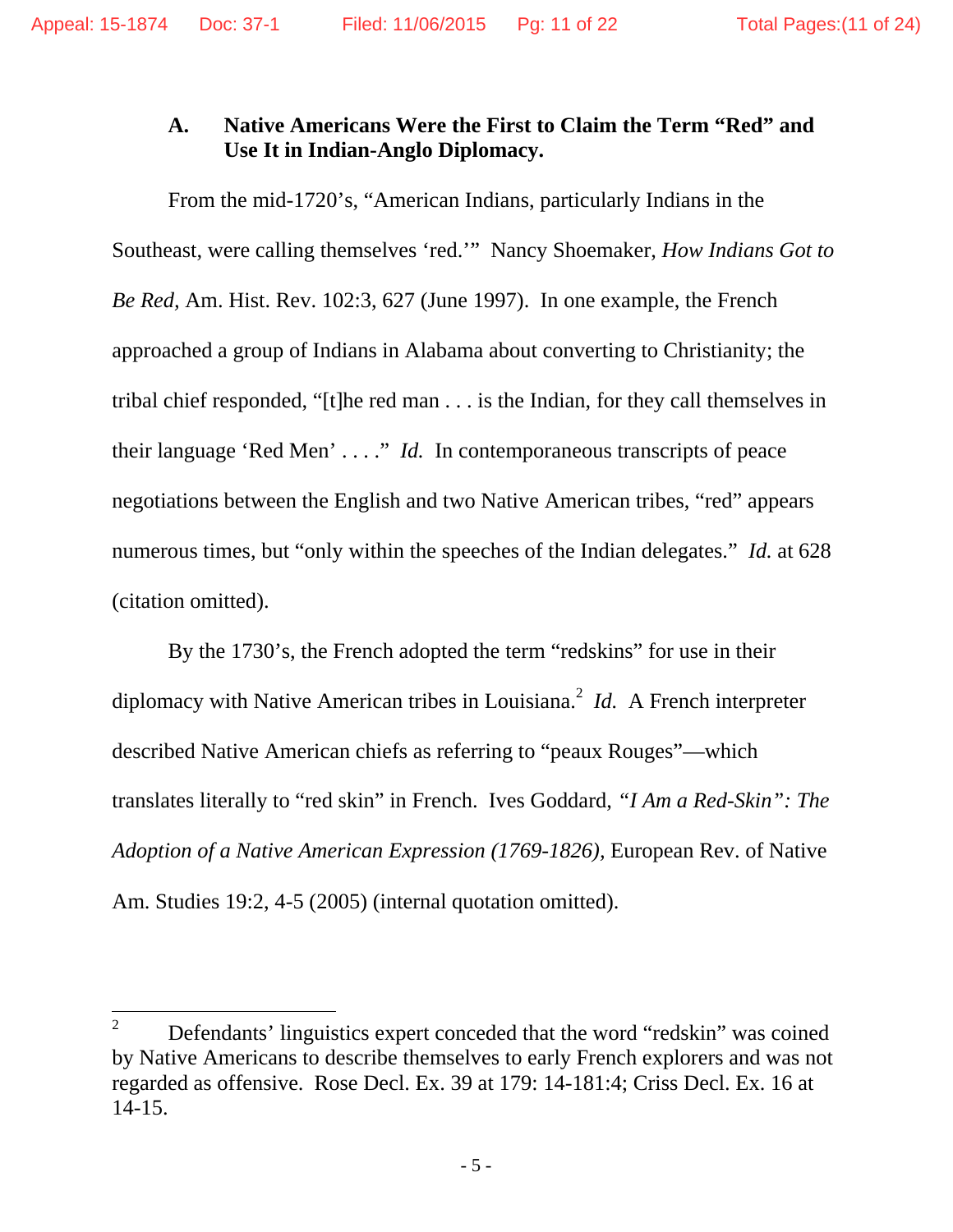### A. Native Americans Were the First to Claim the Term "Red" and Use It in Indian-Anglo Diplomacy.

From the mid-1720's, "American Indians, particularly Indians in the Southeast, were calling themselves 'red.'" Nancy Shoemaker, *How Indians Got to Be Red*, Am. Hist. Rev. 102:3, 627 (June 1997). In one example, the French approached a group of Indians in Alabama about converting to Christianity; the tribal chief responded, "[t]he red man . . . is the Indian, for they call themselves in their language 'Red Men' . . . ." *Id.* In contemporaneous transcripts of peace negotiations between the English and two Native American tribes, "red" appears numerous times, but "only within the speeches of the Indian delegates." *Id.* at 628 (citation omitted).

By the 1730's, the French adopted the term "redskins" for use in their diplomacy with Native American tribes in Louisiana.[2] *Id.* A French interpreter described Native American chiefs as referring to "peaux Rouges"—which translates literally to "red skin" in French. Ives Goddard, *"I Am a Red-Skin": The Adoption of a Native American Expression (1769-1826),* European Rev. of Native Am. Studies 19:2, 4-5 (2005) (internal quotation omitted).

---

[2] Defendants' linguistics expert conceded that the word "redskin" was coined by Native Americans to describe themselves to early French explorers and was not regarded as offensive. Rose Decl. Ex. 39 at 179: 14-181:4; Criss Decl. Ex. 16 at 14-15.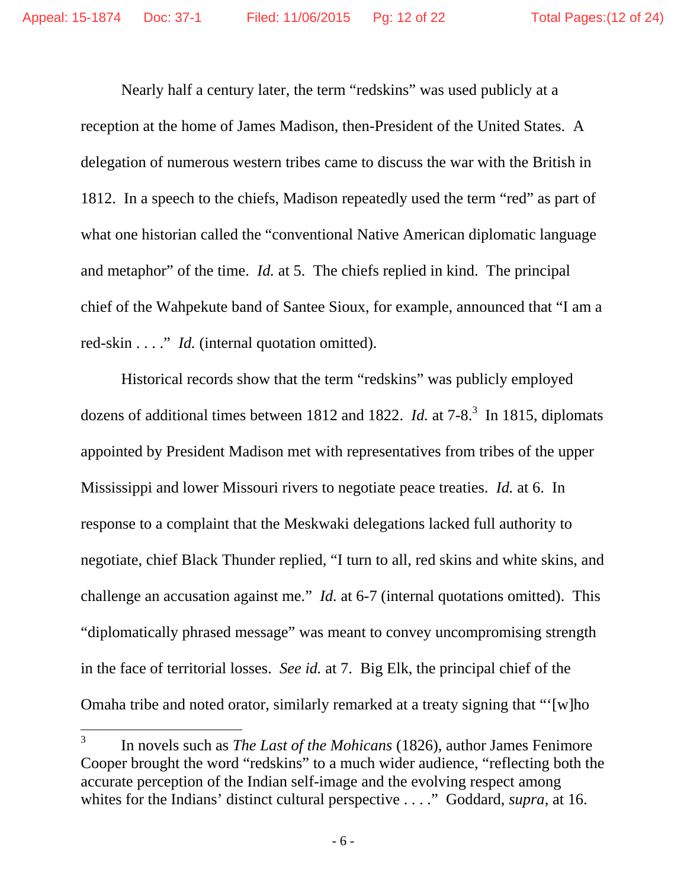Nearly half a century later, the term “redskins” was used publicly at a reception at the home of James Madison, then-President of the United States. A delegation of numerous western tribes came to discuss the war with the British in 1812. In a speech to the chiefs, Madison repeatedly used the term “red” as part of what one historian called the “conventional Native American diplomatic language and metaphor” of the time. *Id.* at 5. The chiefs replied in kind. The principal chief of the Wahpekute band of Santee Sioux, for example, announced that “I am a red-skin . . . .” *Id.* (internal quotation omitted).

Historical records show that the term “redskins” was publicly employed dozens of additional times between 1812 and 1822. *Id.* at 7-8.[3] In 1815, diplomats appointed by President Madison met with representatives from tribes of the upper Mississippi and lower Missouri rivers to negotiate peace treaties. *Id.* at 6. In response to a complaint that the Meskwaki delegations lacked full authority to negotiate, chief Black Thunder replied, “I turn to all, red skins and white skins, and challenge an accusation against me.” *Id.* at 6-7 (internal quotations omitted). This “diplomatically phrased message” was meant to convey uncompromising strength in the face of territorial losses. *See id.* at 7. Big Elk, the principal chief of the Omaha tribe and noted orator, similarly remarked at a treaty signing that “‘[w]ho

---

[3] In novels such as *The Last of the Mohicans* (1826), author James Fenimore Cooper brought the word “redskins” to a much wider audience, “reflecting both the accurate perception of the Indian self-image and the evolving respect among whites for the Indians’ distinct cultural perspective . . . .” Goddard, *supra*, at 16.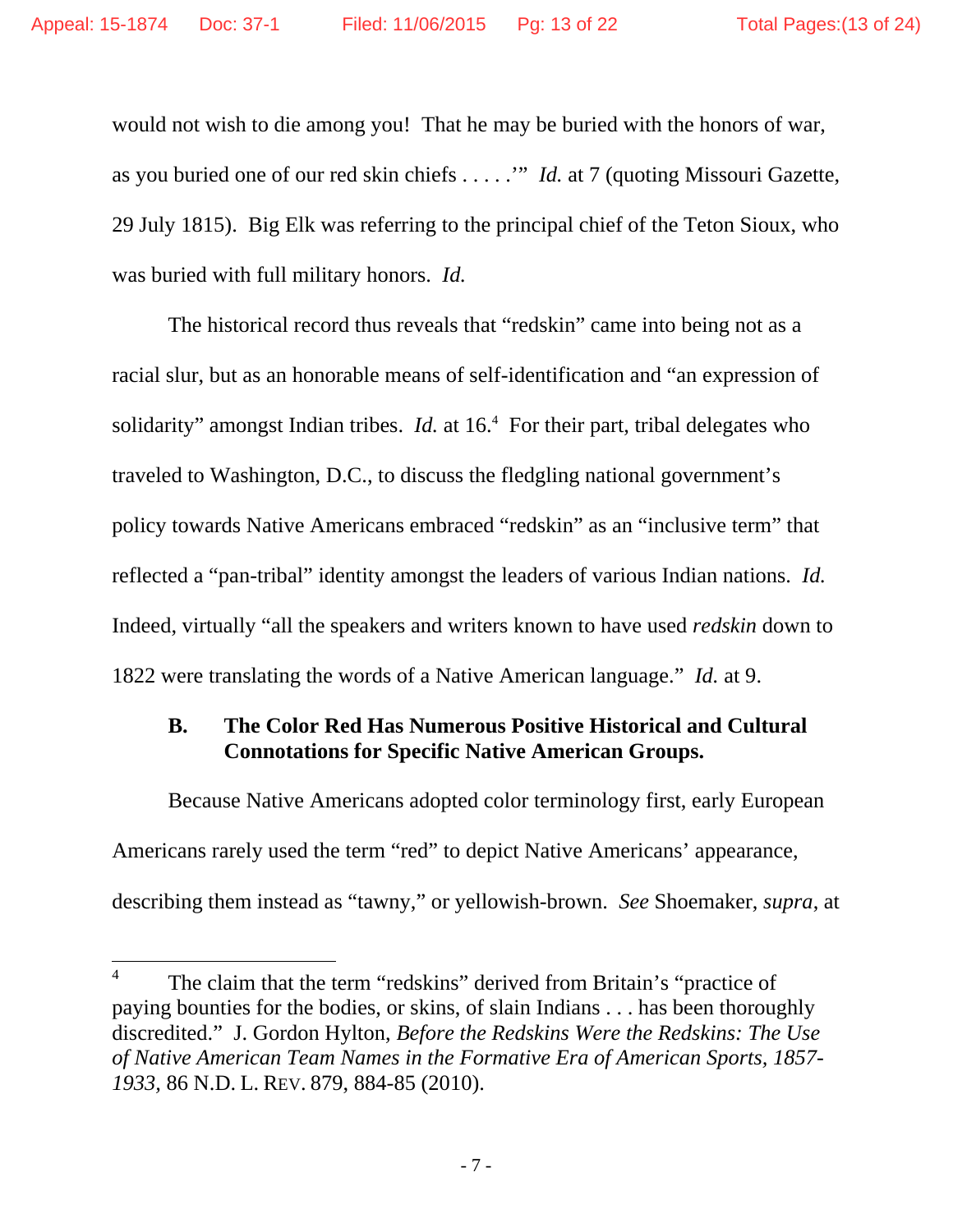would not wish to die among you! That he may be buried with the honors of war, as you buried one of our red skin chiefs . . . . .'" *Id.* at 7 (quoting Missouri Gazette, 29 July 1815). Big Elk was referring to the principal chief of the Teton Sioux, who was buried with full military honors. *Id.*

The historical record thus reveals that "redskin" came into being not as a racial slur, but as an honorable means of self-identification and "an expression of solidarity" amongst Indian tribes. *Id.* at 16.[4] For their part, tribal delegates who traveled to Washington, D.C., to discuss the fledgling national government's policy towards Native Americans embraced "redskin" as an "inclusive term" that reflected a "pan-tribal" identity amongst the leaders of various Indian nations. *Id.* Indeed, virtually "all the speakers and writers known to have used *redskin* down to 1822 were translating the words of a Native American language." *Id.* at 9.

### B. The Color Red Has Numerous Positive Historical and Cultural Connotations for Specific Native American Groups.

Because Native Americans adopted color terminology first, early European Americans rarely used the term "red" to depict Native Americans' appearance, describing them instead as "tawny," or yellowish-brown. *See* Shoemaker, *supra*, at

---

[4] The claim that the term "redskins" derived from Britain's "practice of paying bounties for the bodies, or skins, of slain Indians . . . has been thoroughly discredited." J. Gordon Hylton, *Before the Redskins Were the Redskins: The Use of Native American Team Names in the Formative Era of American Sports, 1857-1933,* 86 N.D. L. REV. 879, 884-85 (2010).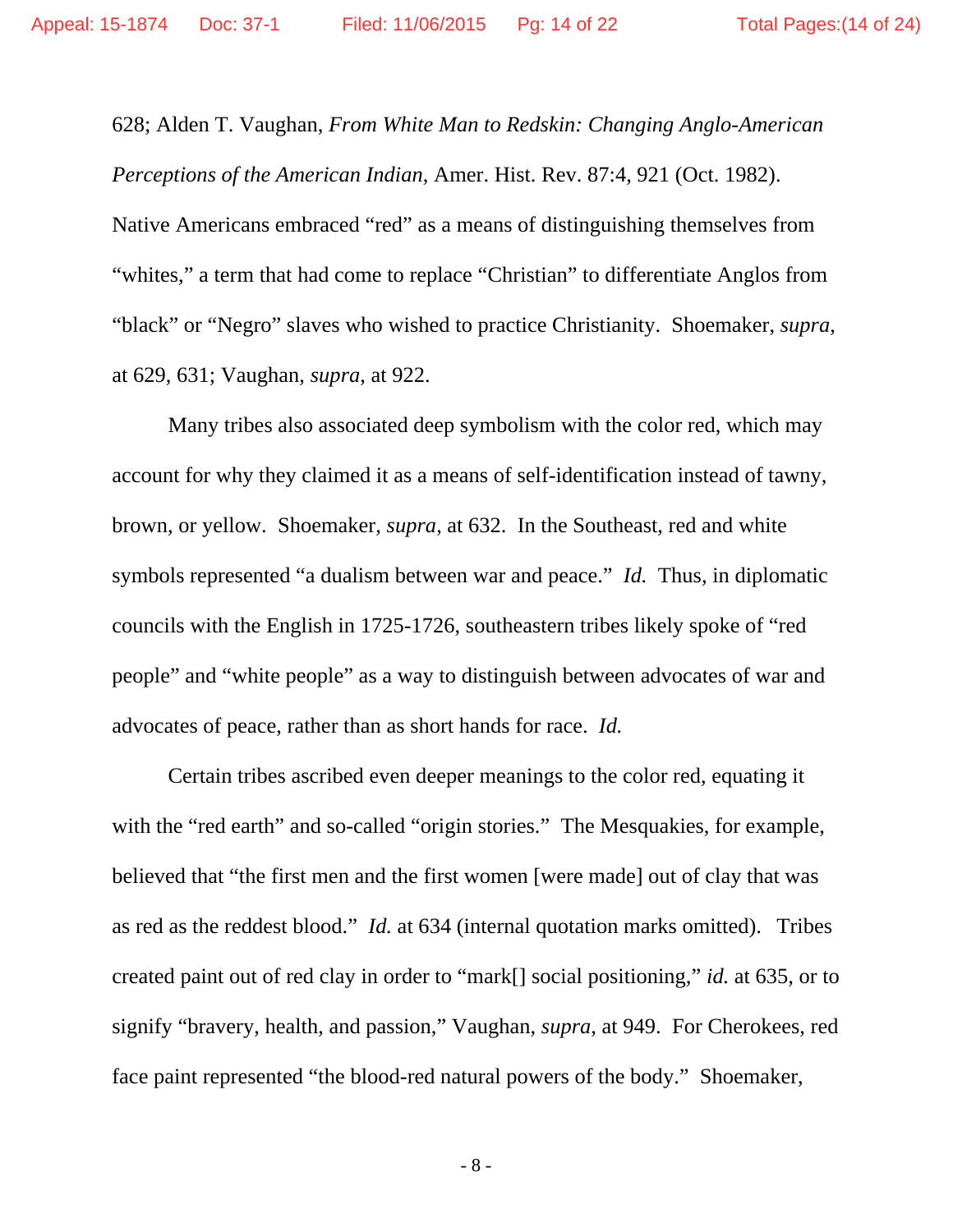628; Alden T. Vaughan, *From White Man to Redskin: Changing Anglo-American Perceptions of the American Indian*, Amer. Hist. Rev. 87:4, 921 (Oct. 1982). Native Americans embraced "red" as a means of distinguishing themselves from "whites," a term that had come to replace "Christian" to differentiate Anglos from "black" or "Negro" slaves who wished to practice Christianity. Shoemaker, *supra*, at 629, 631; Vaughan, *supra*, at 922.

Many tribes also associated deep symbolism with the color red, which may account for why they claimed it as a means of self-identification instead of tawny, brown, or yellow. Shoemaker, *supra*, at 632. In the Southeast, red and white symbols represented "a dualism between war and peace." *Id.* Thus, in diplomatic councils with the English in 1725-1726, southeastern tribes likely spoke of "red people" and "white people" as a way to distinguish between advocates of war and advocates of peace, rather than as short hands for race. *Id.*

Certain tribes ascribed even deeper meanings to the color red, equating it with the "red earth" and so-called "origin stories." The Mesquakies, for example, believed that "the first men and the first women [were made] out of clay that was as red as the reddest blood." *Id.* at 634 (internal quotation marks omitted). Tribes created paint out of red clay in order to "mark[] social positioning," *id.* at 635, or to signify "bravery, health, and passion," Vaughan, *supra*, at 949. For Cherokees, red face paint represented "the blood-red natural powers of the body." Shoemaker,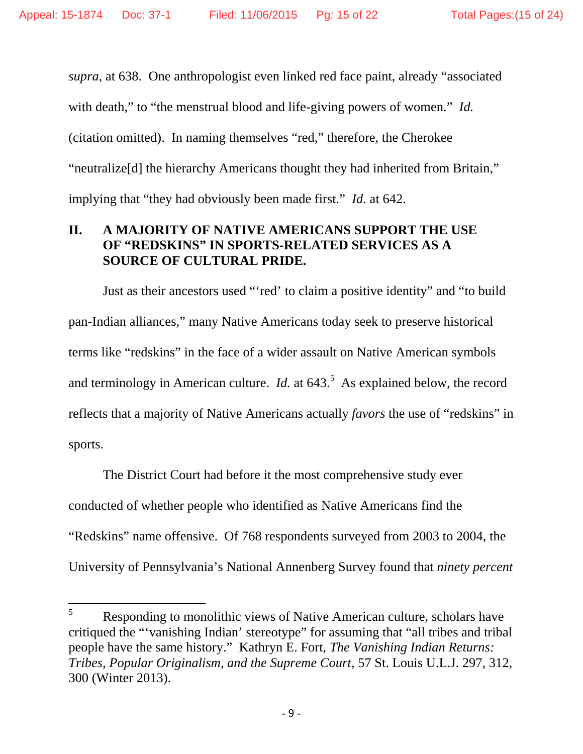*supra*, at 638. One anthropologist even linked red face paint, already "associated with death," to "the menstrual blood and life-giving powers of women." *Id.* (citation omitted). In naming themselves "red," therefore, the Cherokee "neutralize[d] the hierarchy Americans thought they had inherited from Britain," implying that "they had obviously been made first." *Id.* at 642.

## II. A MAJORITY OF NATIVE AMERICANS SUPPORT THE USE OF "REDSKINS" IN SPORTS-RELATED SERVICES AS A SOURCE OF CULTURAL PRIDE.

Just as their ancestors used "'red' to claim a positive identity" and "to build pan-Indian alliances," many Native Americans today seek to preserve historical terms like "redskins" in the face of a wider assault on Native American symbols and terminology in American culture. *Id.* at 643.[5] As explained below, the record reflects that a majority of Native Americans actually *favors* the use of "redskins" in sports.

The District Court had before it the most comprehensive study ever conducted of whether people who identified as Native Americans find the "Redskins" name offensive. Of 768 respondents surveyed from 2003 to 2004, the University of Pennsylvania's National Annenberg Survey found that *ninety percent*

---

[5] Responding to monolithic views of Native American culture, scholars have critiqued the "'vanishing Indian' stereotype" for assuming that "all tribes and tribal people have the same history." Kathryn E. Fort, *The Vanishing Indian Returns: Tribes, Popular Originalism, and the Supreme Court*, 57 St. Louis U.L.J. 297, 312, 300 (Winter 2013).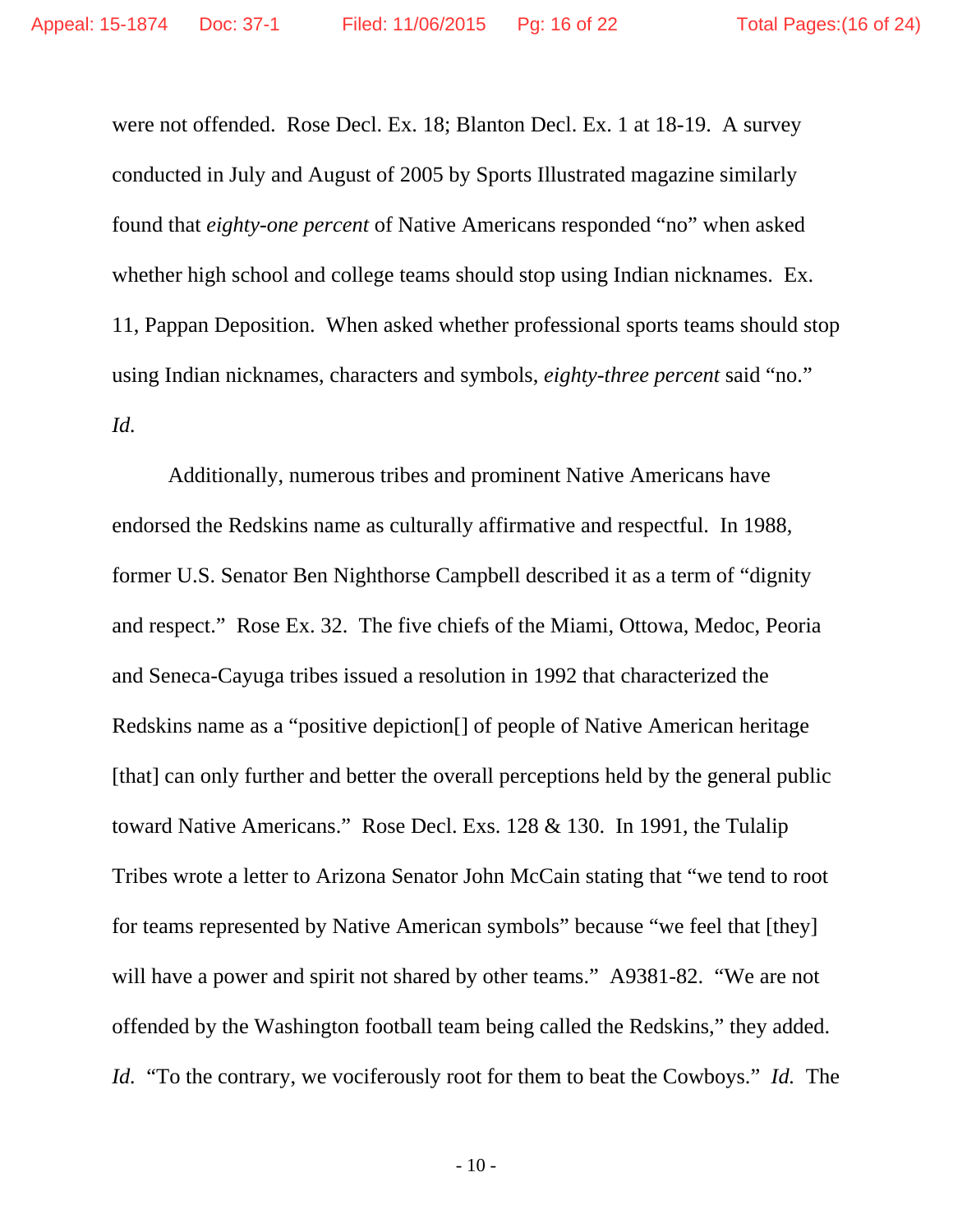were not offended. Rose Decl. Ex. 18; Blanton Decl. Ex. 1 at 18-19. A survey conducted in July and August of 2005 by Sports Illustrated magazine similarly found that *eighty-one percent* of Native Americans responded "no" when asked whether high school and college teams should stop using Indian nicknames. Ex. 11, Pappan Deposition. When asked whether professional sports teams should stop using Indian nicknames, characters and symbols, *eighty-three percent* said "no." *Id.*

Additionally, numerous tribes and prominent Native Americans have endorsed the Redskins name as culturally affirmative and respectful. In 1988, former U.S. Senator Ben Nighthorse Campbell described it as a term of "dignity and respect." Rose Ex. 32. The five chiefs of the Miami, Ottowa, Medoc, Peoria and Seneca-Cayuga tribes issued a resolution in 1992 that characterized the Redskins name as a "positive depiction[] of people of Native American heritage [that] can only further and better the overall perceptions held by the general public toward Native Americans." Rose Decl. Exs. 128 & 130. In 1991, the Tulalip Tribes wrote a letter to Arizona Senator John McCain stating that "we tend to root for teams represented by Native American symbols" because "we feel that [they] will have a power and spirit not shared by other teams." A9381-82. "We are not offended by the Washington football team being called the Redskins," they added. *Id.* "To the contrary, we vociferously root for them to beat the Cowboys." *Id.* The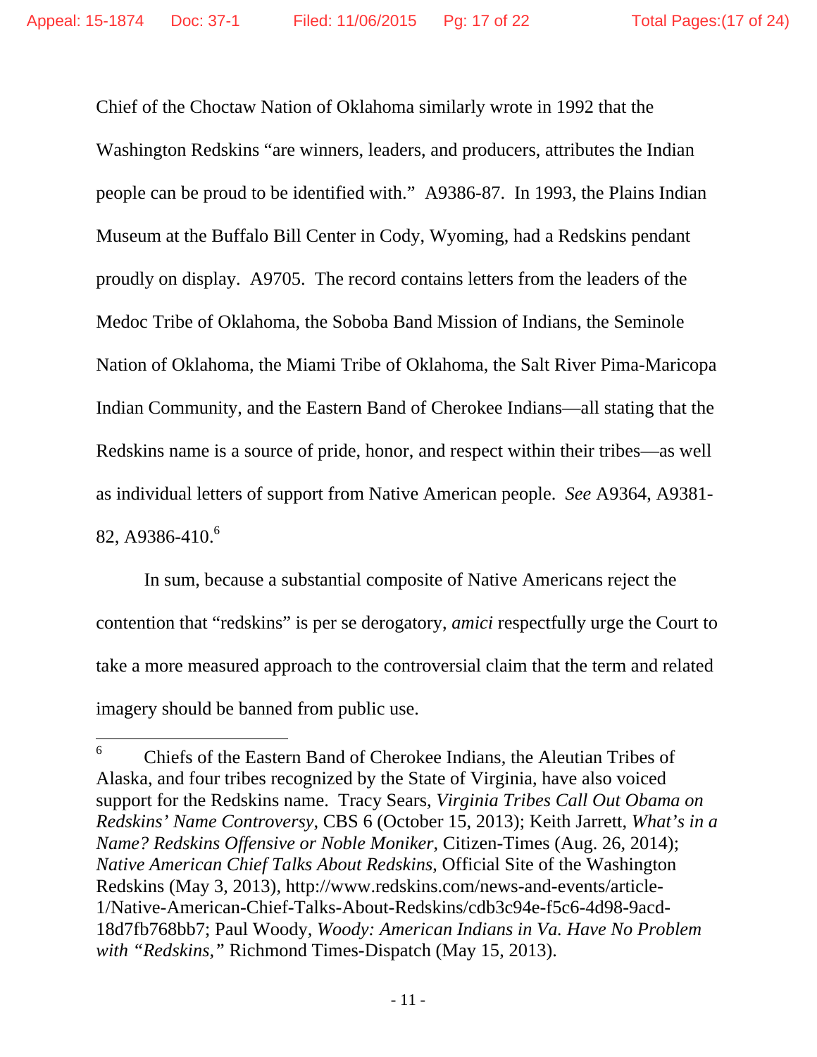Chief of the Choctaw Nation of Oklahoma similarly wrote in 1992 that the Washington Redskins "are winners, leaders, and producers, attributes the Indian people can be proud to be identified with." A9386-87. In 1993, the Plains Indian Museum at the Buffalo Bill Center in Cody, Wyoming, had a Redskins pendant proudly on display. A9705. The record contains letters from the leaders of the Medoc Tribe of Oklahoma, the Soboba Band Mission of Indians, the Seminole Nation of Oklahoma, the Miami Tribe of Oklahoma, the Salt River Pima-Maricopa Indian Community, and the Eastern Band of Cherokee Indians—all stating that the Redskins name is a source of pride, honor, and respect within their tribes—as well as individual letters of support from Native American people. *See* A9364, A9381-82, A9386-410.[6]

In sum, because a substantial composite of Native Americans reject the contention that "redskins" is per se derogatory, *amici* respectfully urge the Court to take a more measured approach to the controversial claim that the term and related imagery should be banned from public use.

---

[6] Chiefs of the Eastern Band of Cherokee Indians, the Aleutian Tribes of Alaska, and four tribes recognized by the State of Virginia, have also voiced support for the Redskins name. Tracy Sears, *Virginia Tribes Call Out Obama on Redskins' Name Controversy*, CBS 6 (October 15, 2013); Keith Jarrett, *What's in a Name? Redskins Offensive or Noble Moniker*, Citizen-Times (Aug. 26, 2014); *Native American Chief Talks About Redskins*, Official Site of the Washington Redskins (May 3, 2013), http://www.redskins.com/news-and-events/article-1/Native-American-Chief-Talks-About-Redskins/cdb3c94e-f5c6-4d98-9acd-18d7fb768bb7; Paul Woody, *Woody: American Indians in Va. Have No Problem with "Redskins,"* Richmond Times-Dispatch (May 15, 2013).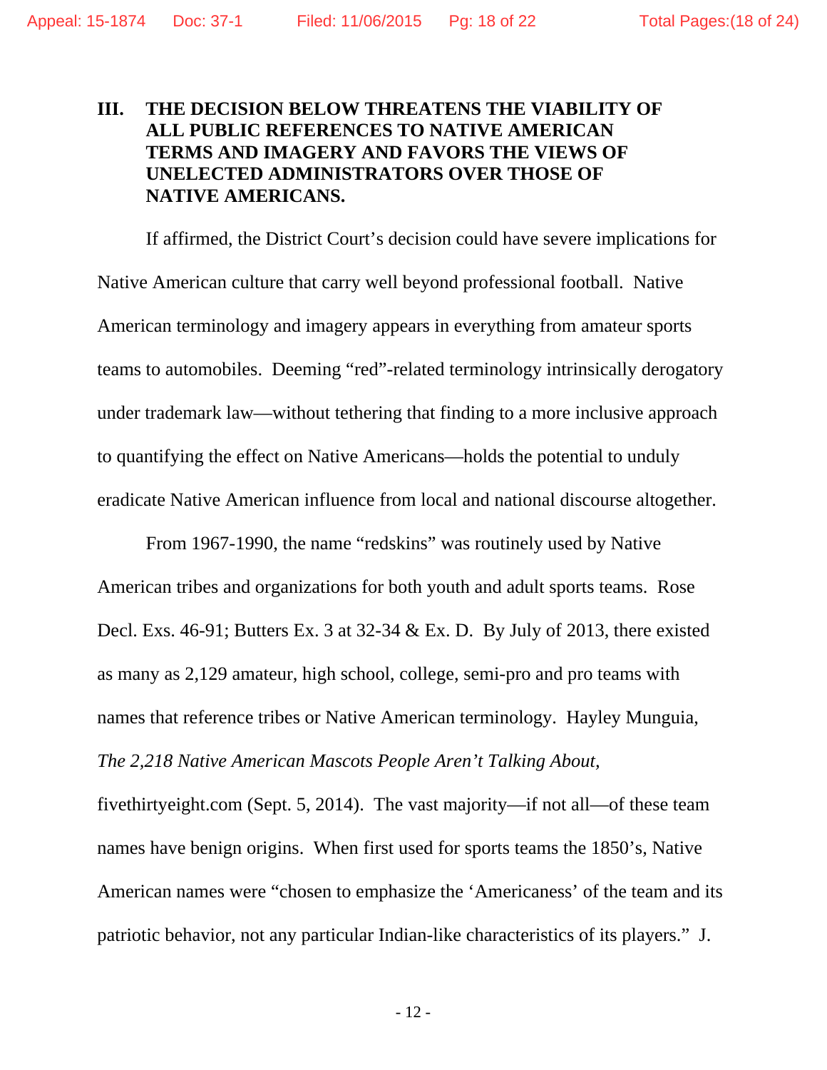### III. THE DECISION BELOW THREATENS THE VIABILITY OF ALL PUBLIC REFERENCES TO NATIVE AMERICAN TERMS AND IMAGERY AND FAVORS THE VIEWS OF UNELECTED ADMINISTRATORS OVER THOSE OF NATIVE AMERICANS.

If affirmed, the District Court's decision could have severe implications for Native American culture that carry well beyond professional football. Native American terminology and imagery appears in everything from amateur sports teams to automobiles. Deeming "red"-related terminology intrinsically derogatory under trademark law—without tethering that finding to a more inclusive approach to quantifying the effect on Native Americans—holds the potential to unduly eradicate Native American influence from local and national discourse altogether.

From 1967-1990, the name "redskins" was routinely used by Native American tribes and organizations for both youth and adult sports teams. Rose Decl. Exs. 46-91; Butters Ex. 3 at 32-34 & Ex. D. By July of 2013, there existed as many as 2,129 amateur, high school, college, semi-pro and pro teams with names that reference tribes or Native American terminology. Hayley Munguia, *The 2,218 Native American Mascots People Aren't Talking About*, fivethirtyeight.com (Sept. 5, 2014). The vast majority—if not all—of these team names have benign origins. When first used for sports teams the 1850's, Native American names were "chosen to emphasize the 'Americaness' of the team and its patriotic behavior, not any particular Indian-like characteristics of its players." J.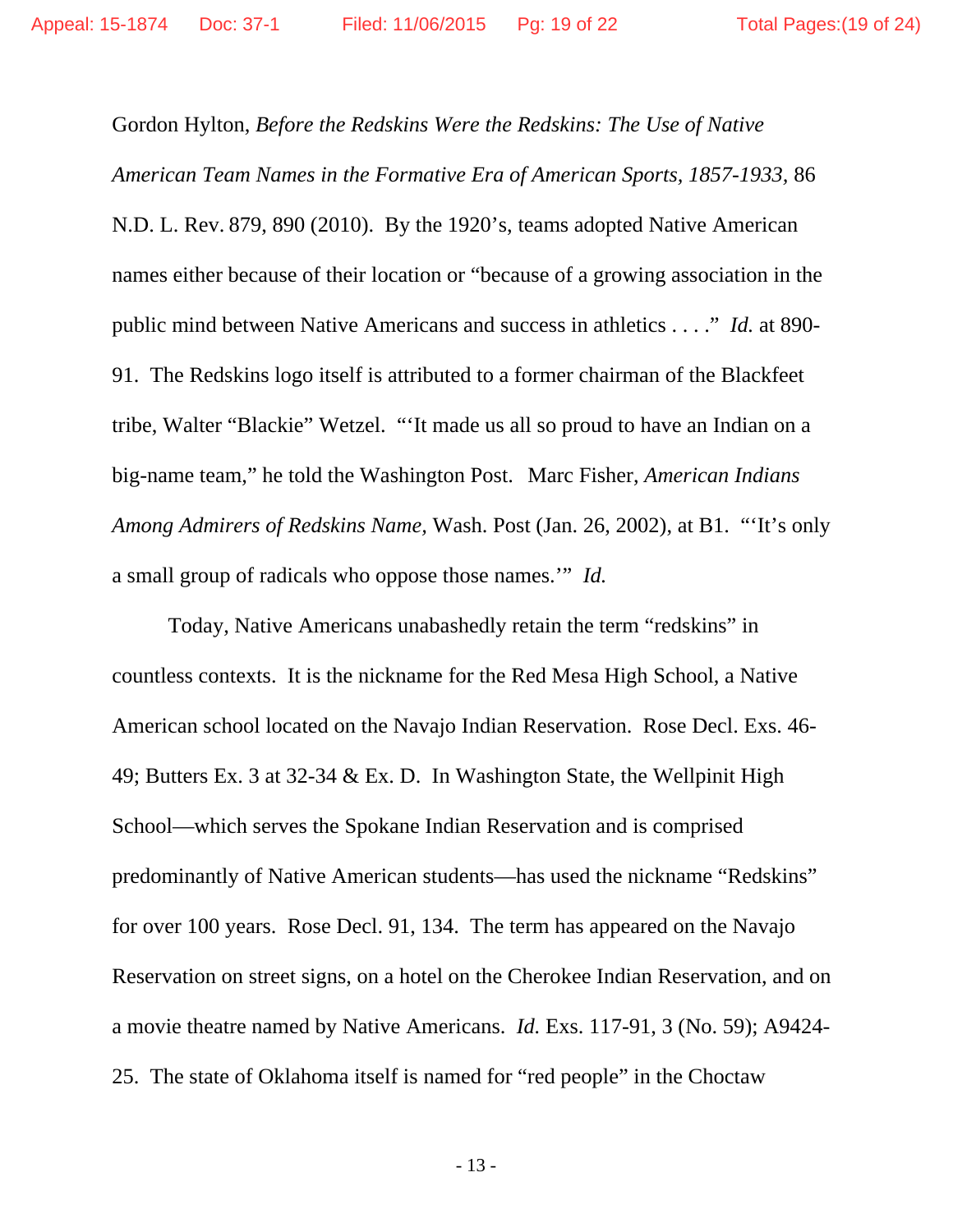Gordon Hylton, *Before the Redskins Were the Redskins: The Use of Native American Team Names in the Formative Era of American Sports, 1857-1933*, 86 N.D. L. Rev. 879, 890 (2010). By the 1920's, teams adopted Native American names either because of their location or "because of a growing association in the public mind between Native Americans and success in athletics . . . ." *Id.* at 890-91. The Redskins logo itself is attributed to a former chairman of the Blackfeet tribe, Walter "Blackie" Wetzel. "'It made us all so proud to have an Indian on a big-name team," he told the Washington Post. Marc Fisher, *American Indians Among Admirers of Redskins Name,* Wash. Post (Jan. 26, 2002), at B1. "'It's only a small group of radicals who oppose those names.'" *Id.*

Today, Native Americans unabashedly retain the term "redskins" in countless contexts. It is the nickname for the Red Mesa High School, a Native American school located on the Navajo Indian Reservation. Rose Decl. Exs. 46-49; Butters Ex. 3 at 32-34 & Ex. D. In Washington State, the Wellpinit High School—which serves the Spokane Indian Reservation and is comprised predominantly of Native American students—has used the nickname "Redskins" for over 100 years. Rose Decl. 91, 134. The term has appeared on the Navajo Reservation on street signs, on a hotel on the Cherokee Indian Reservation, and on a movie theatre named by Native Americans. *Id.* Exs. 117-91, 3 (No. 59); A9424-25. The state of Oklahoma itself is named for "red people" in the Choctaw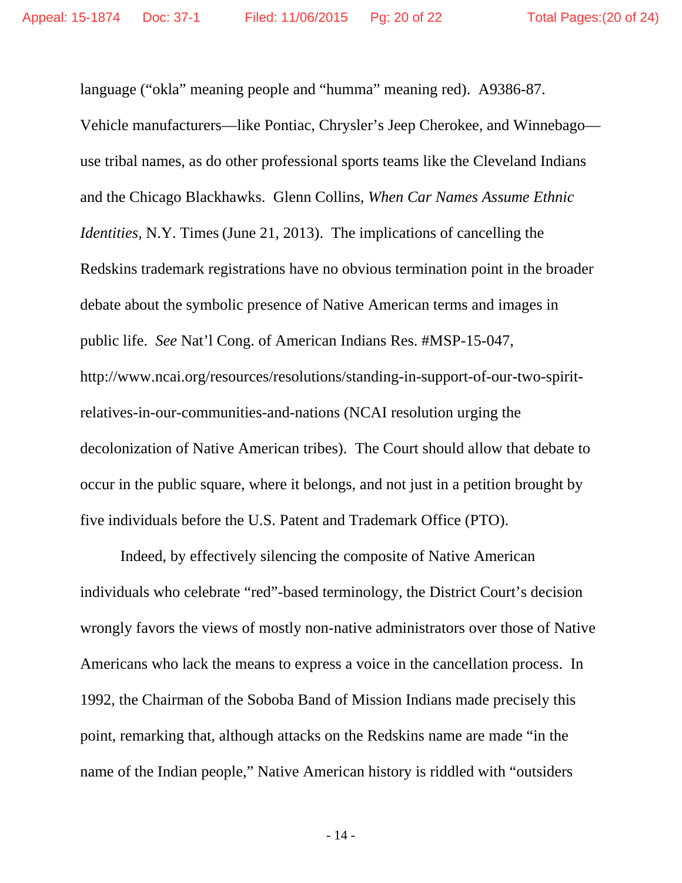language ("okla" meaning people and "humma" meaning red). A9386-87. Vehicle manufacturers—like Pontiac, Chrysler's Jeep Cherokee, and Winnebago—use tribal names, as do other professional sports teams like the Cleveland Indians and the Chicago Blackhawks. Glenn Collins, *When Car Names Assume Ethnic Identities*, N.Y. Times (June 21, 2013). The implications of cancelling the Redskins trademark registrations have no obvious termination point in the broader debate about the symbolic presence of Native American terms and images in public life. *See* Nat'l Cong. of American Indians Res. #MSP-15-047, http://www.ncai.org/resources/resolutions/standing-in-support-of-our-two-spirit-relatives-in-our-communities-and-nations (NCAI resolution urging the decolonization of Native American tribes). The Court should allow that debate to occur in the public square, where it belongs, and not just in a petition brought by five individuals before the U.S. Patent and Trademark Office (PTO).

Indeed, by effectively silencing the composite of Native American individuals who celebrate "red"-based terminology, the District Court's decision wrongly favors the views of mostly non-native administrators over those of Native Americans who lack the means to express a voice in the cancellation process. In 1992, the Chairman of the Soboba Band of Mission Indians made precisely this point, remarking that, although attacks on the Redskins name are made "in the name of the Indian people," Native American history is riddled with "outsiders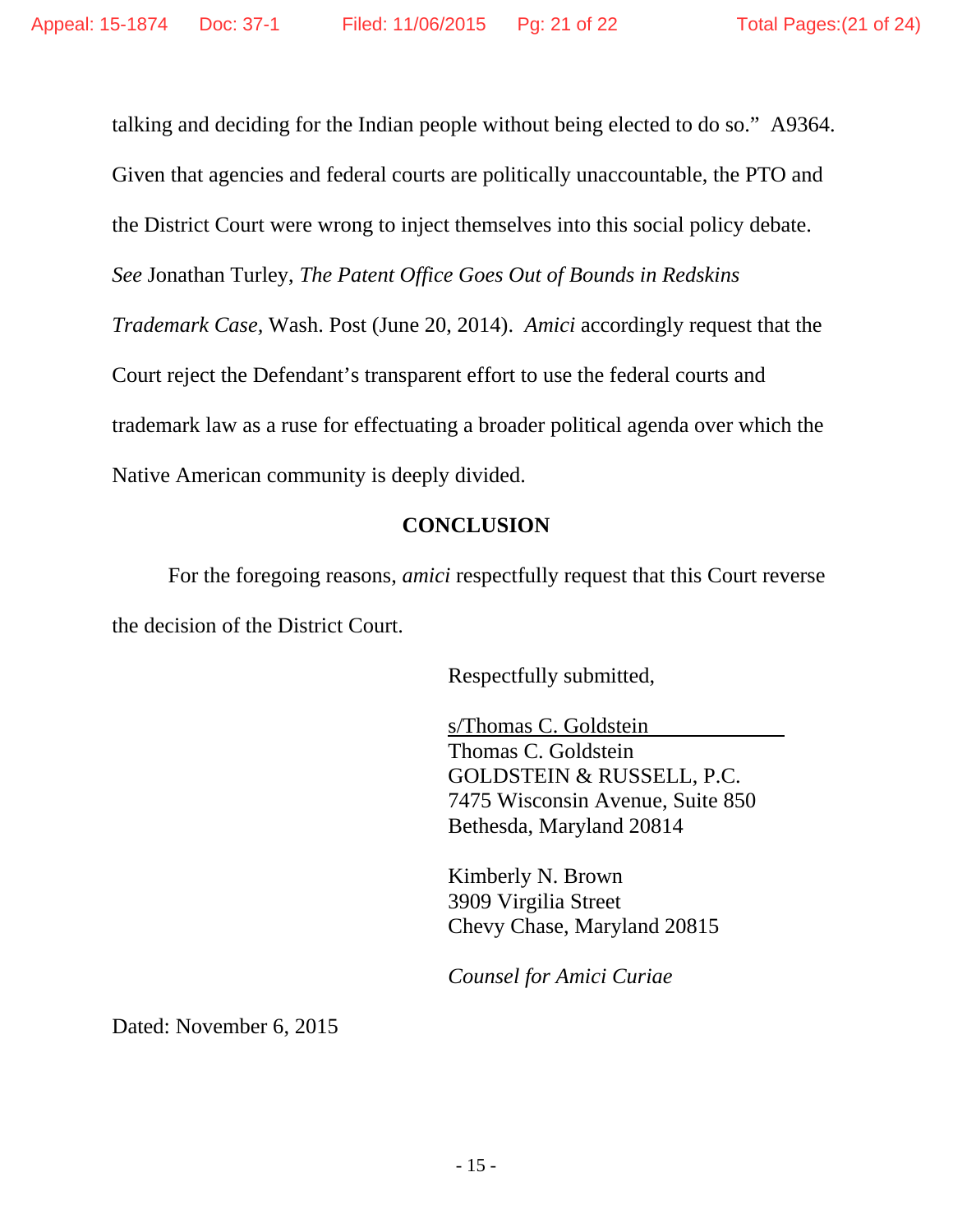talking and deciding for the Indian people without being elected to do so." A9364. Given that agencies and federal courts are politically unaccountable, the PTO and the District Court were wrong to inject themselves into this social policy debate. *See* Jonathan Turley, *The Patent Office Goes Out of Bounds in Redskins Trademark Case*, Wash. Post (June 20, 2014). *Amici* accordingly request that the Court reject the Defendant's transparent effort to use the federal courts and trademark law as a ruse for effectuating a broader political agenda over which the Native American community is deeply divided.

## CONCLUSION

For the foregoing reasons, *amici* respectfully request that this Court reverse the decision of the District Court.

Respectfully submitted,

s/Thomas C. Goldstein
Thomas C. Goldstein
GOLDSTEIN & RUSSELL, P.C.
7475 Wisconsin Avenue, Suite 850
Bethesda, Maryland 20814

Kimberly N. Brown
3909 Virgilia Street
Chevy Chase, Maryland 20815

*Counsel for Amici Curiae*

Dated: November 6, 2015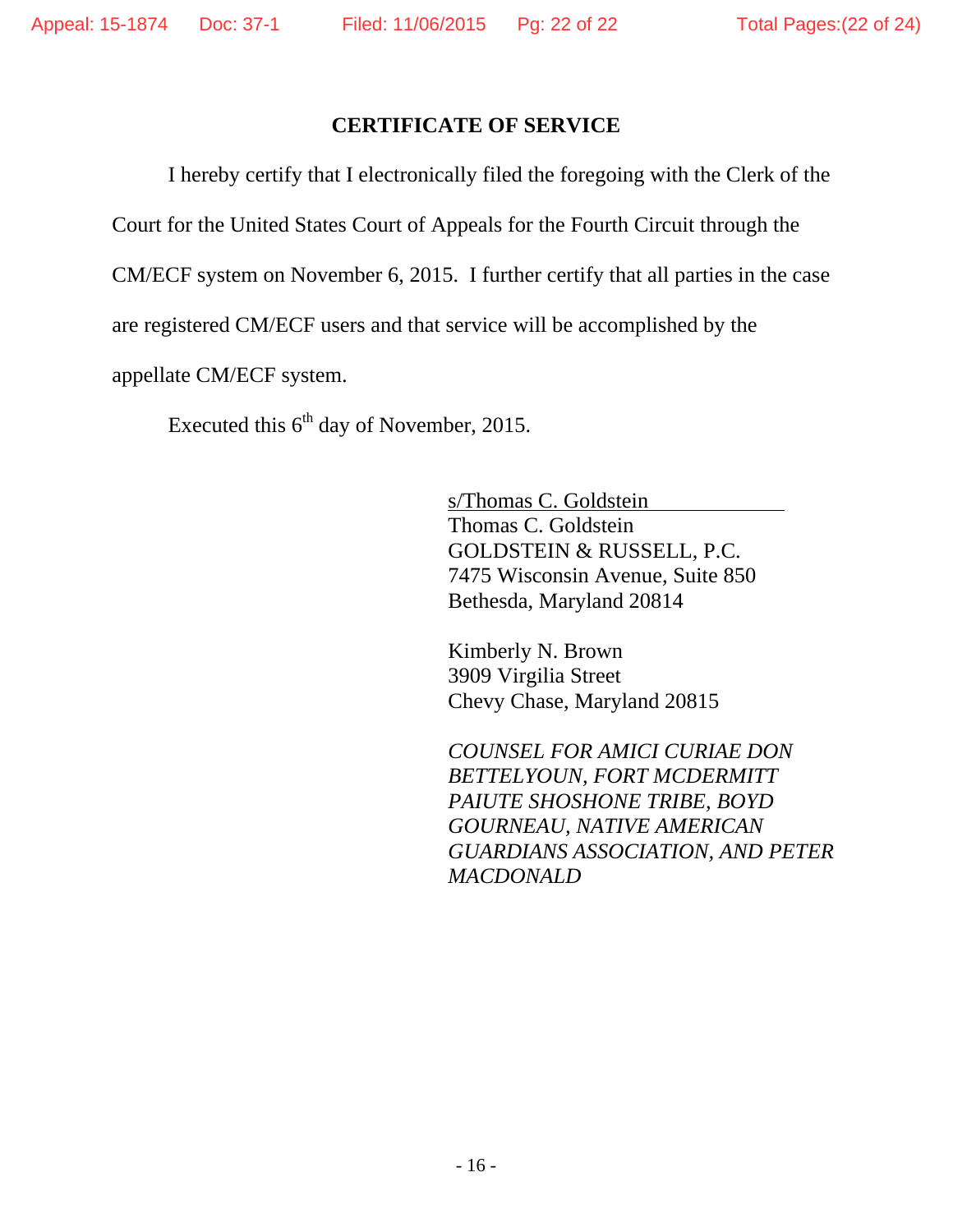## CERTIFICATE OF SERVICE

I hereby certify that I electronically filed the foregoing with the Clerk of the Court for the United States Court of Appeals for the Fourth Circuit through the CM/ECF system on November 6, 2015. I further certify that all parties in the case are registered CM/ECF users and that service will be accomplished by the appellate CM/ECF system.

Executed this 6th day of November, 2015.

s/Thomas C. Goldstein
Thomas C. Goldstein
GOLDSTEIN & RUSSELL, P.C.
7475 Wisconsin Avenue, Suite 850
Bethesda, Maryland 20814

Kimberly N. Brown
3909 Virgilia Street
Chevy Chase, Maryland 20815

*COUNSEL FOR AMICI CURIAE DON BETTELYOUN, FORT MCDERMITT PAIUTE SHOSHONE TRIBE, BOYD GOURNEAU, NATIVE AMERICAN GUARDIANS ASSOCIATION, AND PETER MACDONALD*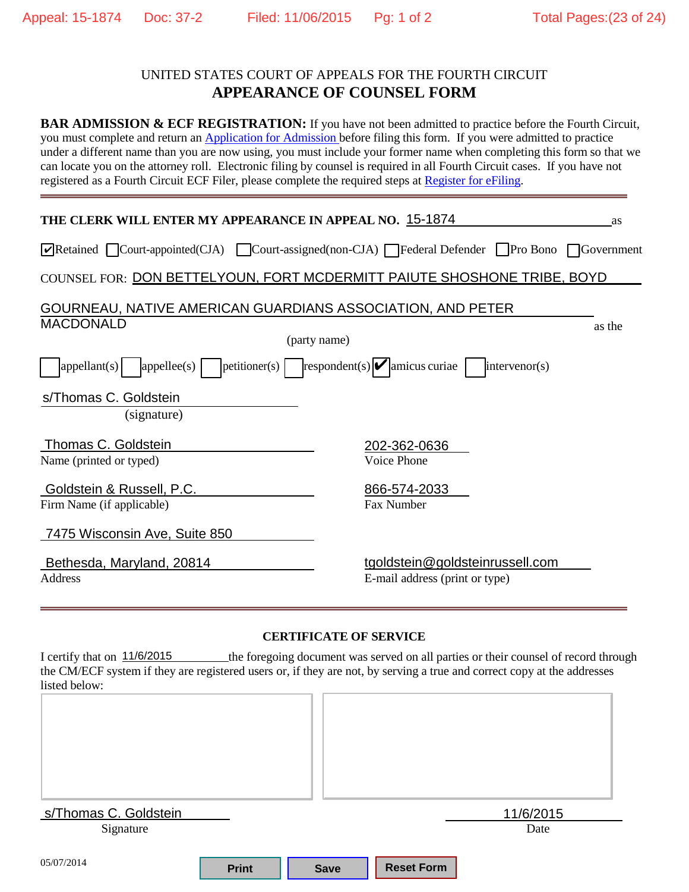UNITED STATES COURT OF APPEALS FOR THE FOURTH CIRCUIT

# APPEARANCE OF COUNSEL FORM

**BAR ADMISSION & ECF REGISTRATION:** If you have not been admitted to practice before the Fourth Circuit, you must complete and return an Application for Admission before filing this form. If you were admitted to practice under a different name than you are now using, you must include your former name when completing this form so that we can locate you on the attorney roll. Electronic filing by counsel is required in all Fourth Circuit cases. If you have not registered as a Fourth Circuit ECF Filer, please complete the required steps at Register for eFiling.

---

**THE CLERK WILL ENTER MY APPEARANCE IN APPEAL NO.** 15-1874 as

☑ Retained ☐ Court-appointed(CJA) ☐ Court-assigned(non-CJA) ☐ Federal Defender ☐ Pro Bono ☐ Government

COUNSEL FOR: DON BETTELYOUN, FORT MCDERMITT PAIUTE SHOSHONE TRIBE, BOYD GOURNEAU, NATIVE AMERICAN GUARDIANS ASSOCIATION, AND PETER MACDONALD as the

(party name)

☐ appellant(s) ☐ appellee(s) ☐ petitioner(s) ☐ respondent(s) ☑ amicus curiae ☐ intervenor(s)

s/Thomas C. Goldstein
(signature)

Thomas C. Goldstein
Name (printed or typed)

202-362-0636
Voice Phone

Goldstein & Russell, P.C.
Firm Name (if applicable)

866-574-2033
Fax Number

7475 Wisconsin Ave, Suite 850
Bethesda, Maryland, 20814
Address

tgoldstein@goldsteinrussell.com
E-mail address (print or type)

---

**CERTIFICATE OF SERVICE**

I certify that on 11/6/2015 the foregoing document was served on all parties or their counsel of record through the CM/ECF system if they are registered users or, if they are not, by serving a true and correct copy at the addresses listed below:

s/Thomas C. Goldstein
Signature

11/6/2015
Date

05/07/2014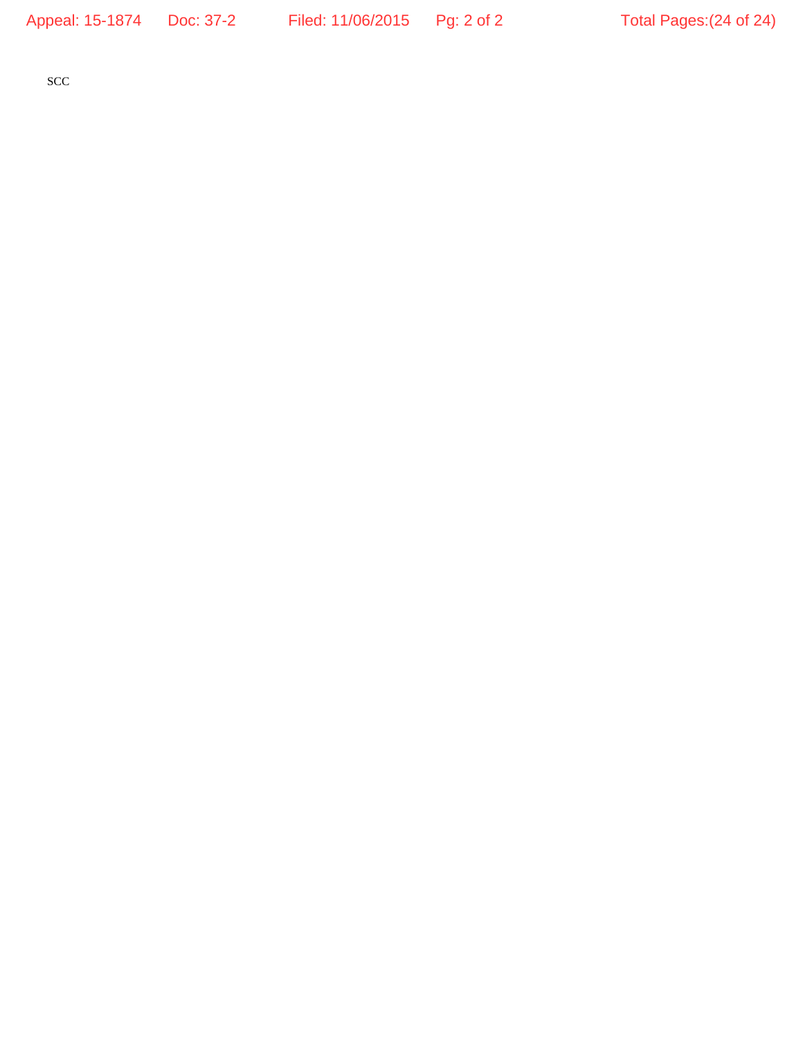SCC